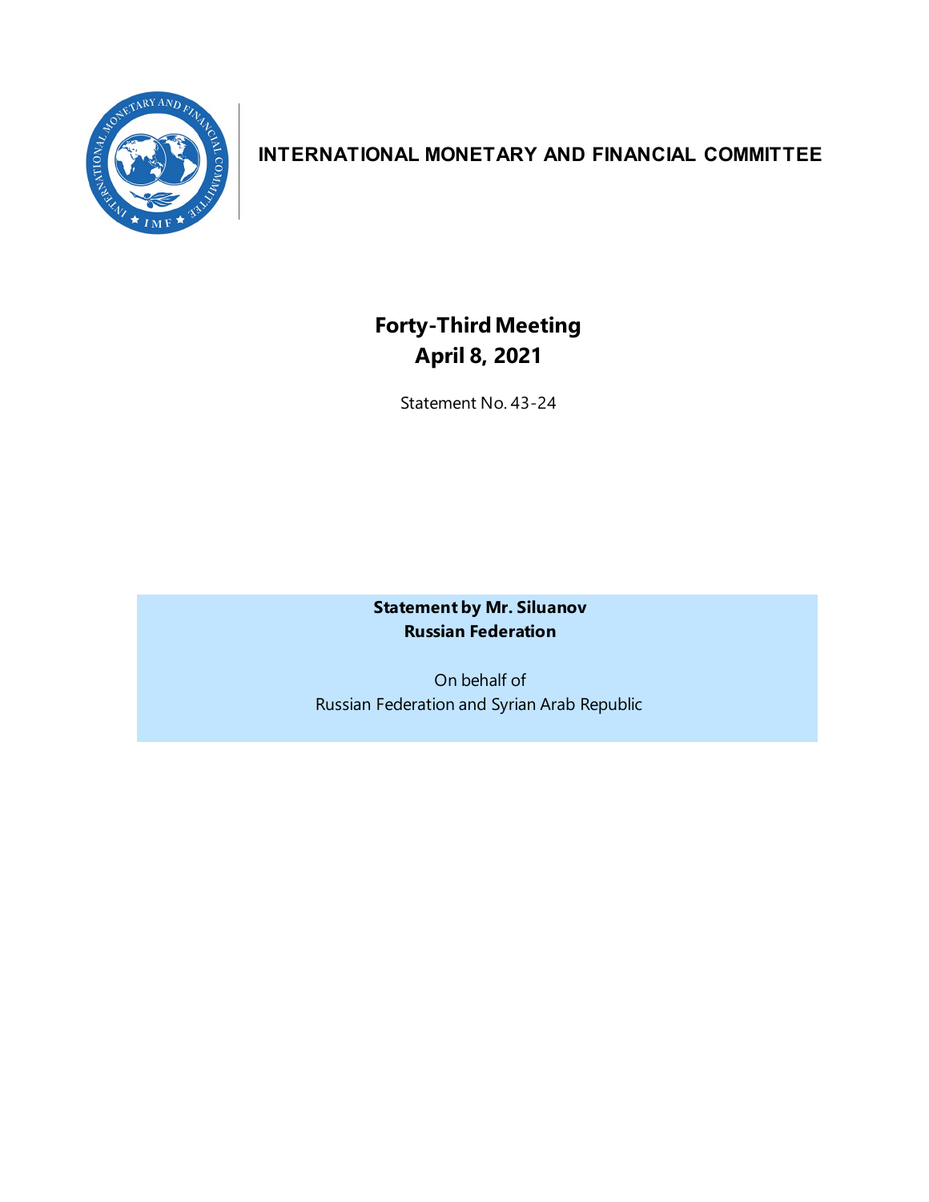**INTERNATIONAL MONETARY AND FINANCIAL COMMITTEE**

# Forty-Third Meeting
## April 8, 2021

Statement No. 43-24

**Statement by Mr. Siluanov**
**Russian Federation**

On behalf of
Russian Federation and Syrian Arab Republic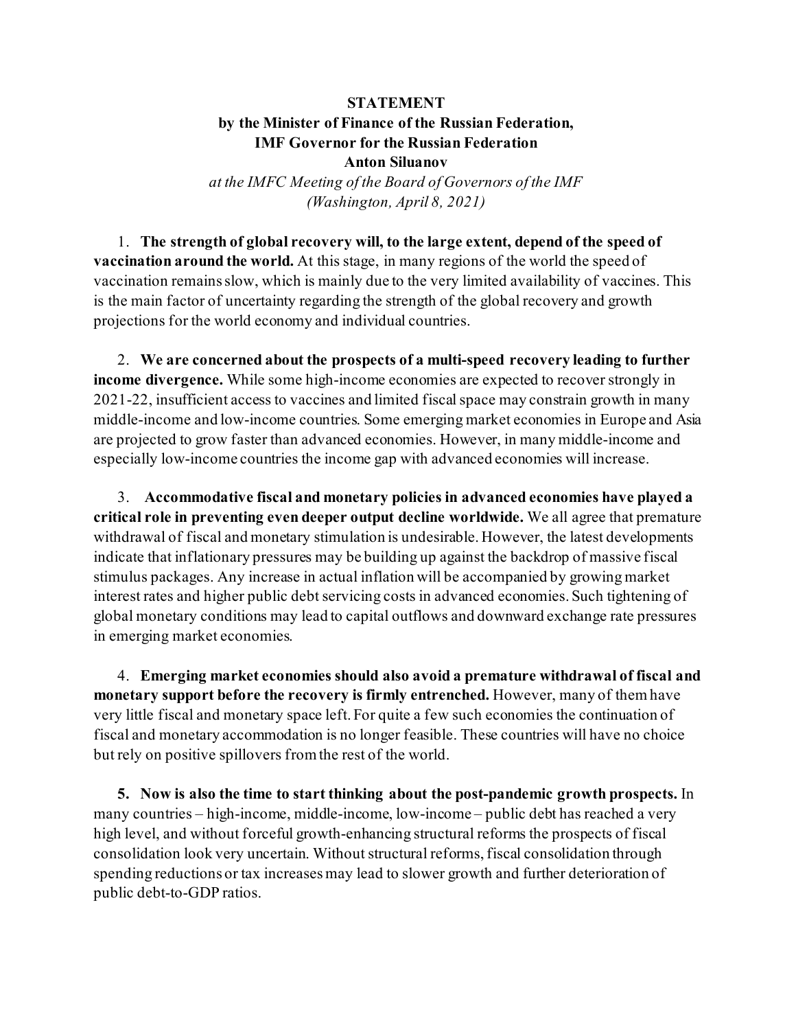**STATEMENT**
**by the Minister of Finance of the Russian Federation,**
**IMF Governor for the Russian Federation**
**Anton Siluanov**
*at the IMFC Meeting of the Board of Governors of the IMF*
*(Washington, April 8, 2021)*

1. **The strength of global recovery will, to the large extent, depend of the speed of vaccination around the world.** At this stage, in many regions of the world the speed of vaccination remains slow, which is mainly due to the very limited availability of vaccines. This is the main factor of uncertainty regarding the strength of the global recovery and growth projections for the world economy and individual countries.

2. **We are concerned about the prospects of a multi-speed recovery leading to further income divergence.** While some high-income economies are expected to recover strongly in 2021-22, insufficient access to vaccines and limited fiscal space may constrain growth in many middle-income and low-income countries. Some emerging market economies in Europe and Asia are projected to grow faster than advanced economies. However, in many middle-income and especially low-income countries the income gap with advanced economies will increase.

3. **Accommodative fiscal and monetary policies in advanced economies have played a critical role in preventing even deeper output decline worldwide.** We all agree that premature withdrawal of fiscal and monetary stimulation is undesirable. However, the latest developments indicate that inflationary pressures may be building up against the backdrop of massive fiscal stimulus packages. Any increase in actual inflation will be accompanied by growing market interest rates and higher public debt servicing costs in advanced economies. Such tightening of global monetary conditions may lead to capital outflows and downward exchange rate pressures in emerging market economies.

4. **Emerging market economies should also avoid a premature withdrawal of fiscal and monetary support before the recovery is firmly entrenched.** However, many of them have very little fiscal and monetary space left. For quite a few such economies the continuation of fiscal and monetary accommodation is no longer feasible. These countries will have no choice but rely on positive spillovers from the rest of the world.

5. **Now is also the time to start thinking about the post-pandemic growth prospects.** In many countries – high-income, middle-income, low-income – public debt has reached a very high level, and without forceful growth-enhancing structural reforms the prospects of fiscal consolidation look very uncertain. Without structural reforms, fiscal consolidation through spending reductions or tax increases may lead to slower growth and further deterioration of public debt-to-GDP ratios.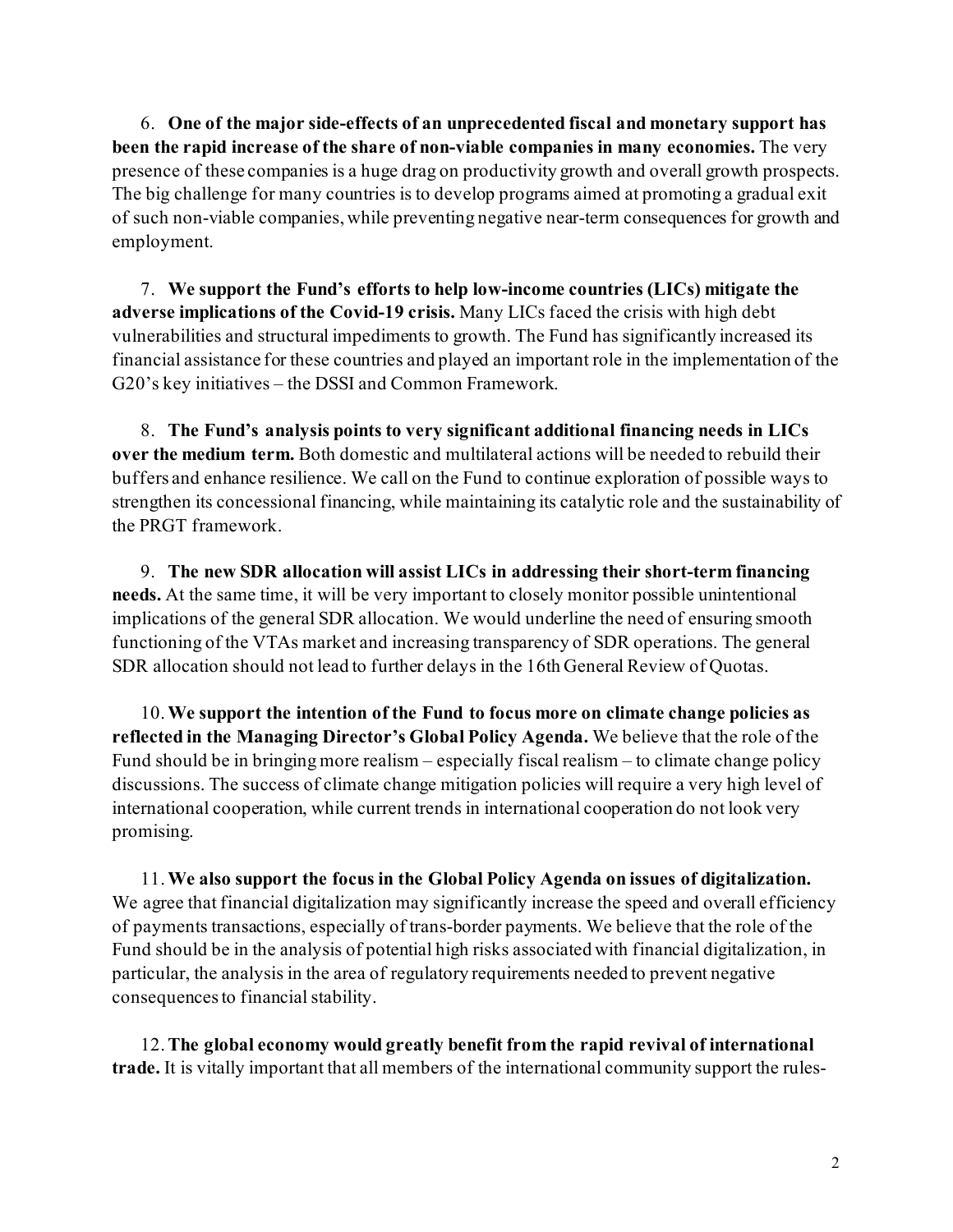6. **One of the major side-effects of an unprecedented fiscal and monetary support has been the rapid increase of the share of non-viable companies in many economies.** The very presence of these companies is a huge drag on productivity growth and overall growth prospects. The big challenge for many countries is to develop programs aimed at promoting a gradual exit of such non-viable companies, while preventing negative near-term consequences for growth and employment.

7. **We support the Fund's efforts to help low-income countries (LICs) mitigate the adverse implications of the Covid-19 crisis.** Many LICs faced the crisis with high debt vulnerabilities and structural impediments to growth. The Fund has significantly increased its financial assistance for these countries and played an important role in the implementation of the G20's key initiatives – the DSSI and Common Framework.

8. **The Fund's analysis points to very significant additional financing needs in LICs over the medium term.** Both domestic and multilateral actions will be needed to rebuild their buffers and enhance resilience. We call on the Fund to continue exploration of possible ways to strengthen its concessional financing, while maintaining its catalytic role and the sustainability of the PRGT framework.

9. **The new SDR allocation will assist LICs in addressing their short-term financing needs.** At the same time, it will be very important to closely monitor possible unintentional implications of the general SDR allocation. We would underline the need of ensuring smooth functioning of the VTAs market and increasing transparency of SDR operations. The general SDR allocation should not lead to further delays in the 16th General Review of Quotas.

10. **We support the intention of the Fund to focus more on climate change policies as reflected in the Managing Director's Global Policy Agenda.** We believe that the role of the Fund should be in bringing more realism – especially fiscal realism – to climate change policy discussions. The success of climate change mitigation policies will require a very high level of international cooperation, while current trends in international cooperation do not look very promising.

11. **We also support the focus in the Global Policy Agenda on issues of digitalization.** We agree that financial digitalization may significantly increase the speed and overall efficiency of payments transactions, especially of trans-border payments. We believe that the role of the Fund should be in the analysis of potential high risks associated with financial digitalization, in particular, the analysis in the area of regulatory requirements needed to prevent negative consequences to financial stability.

12. **The global economy would greatly benefit from the rapid revival of international trade.** It is vitally important that all members of the international community support the rules-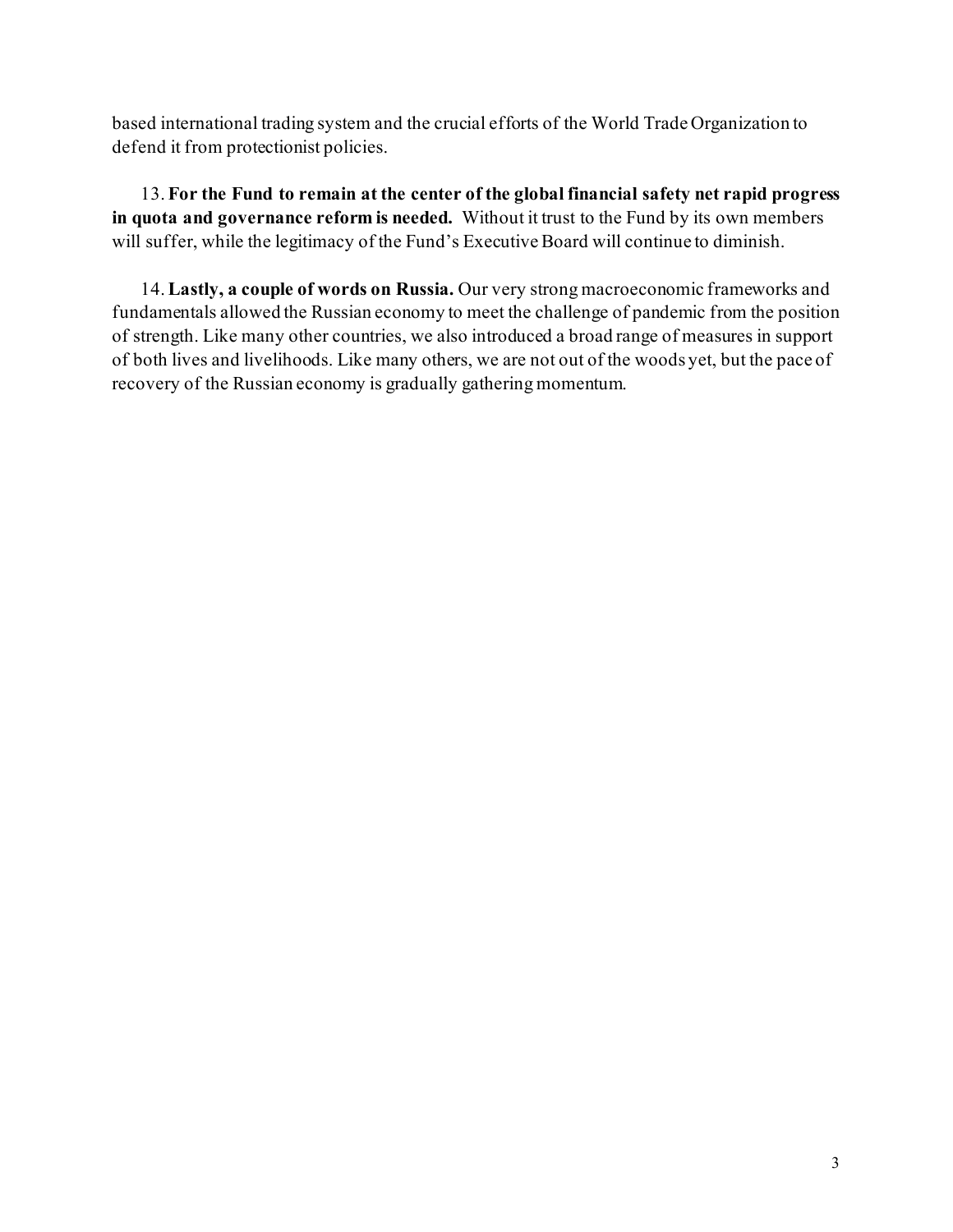based international trading system and the crucial efforts of the World Trade Organization to defend it from protectionist policies.

13. **For the Fund to remain at the center of the global financial safety net rapid progress in quota and governance reform is needed.** Without it trust to the Fund by its own members will suffer, while the legitimacy of the Fund's Executive Board will continue to diminish.

14. **Lastly, a couple of words on Russia.** Our very strong macroeconomic frameworks and fundamentals allowed the Russian economy to meet the challenge of pandemic from the position of strength. Like many other countries, we also introduced a broad range of measures in support of both lives and livelihoods. Like many others, we are not out of the woods yet, but the pace of recovery of the Russian economy is gradually gathering momentum.